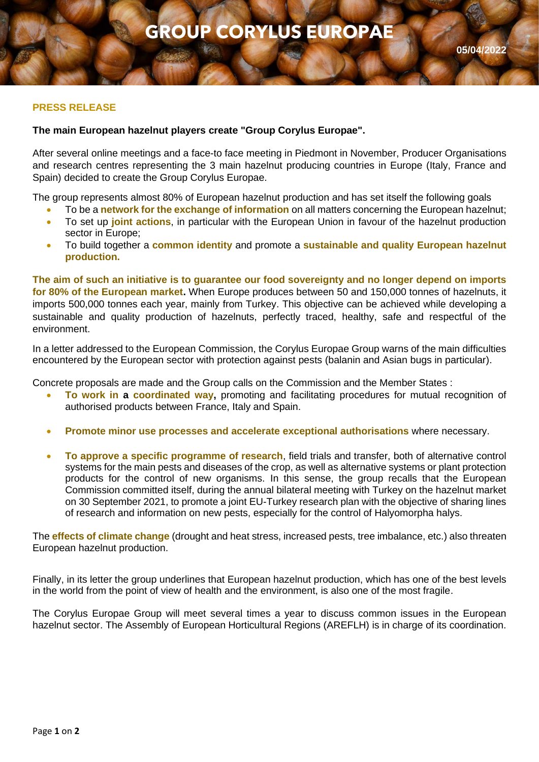# GROUP CORYLUS EUROPAE

05/04/2022

**PRESS RELEASE**

**The main European hazelnut players create "Group Corylus Europae".**

After several online meetings and a face-to face meeting in Piedmont in November, Producer Organisations and research centres representing the 3 main hazelnut producing countries in Europe (Italy, France and Spain) decided to create the Group Corylus Europae.

The group represents almost 80% of European hazelnut production and has set itself the following goals

- To be a **network for the exchange of information** on all matters concerning the European hazelnut;
- To set up **joint actions**, in particular with the European Union in favour of the hazelnut production sector in Europe;
- To build together a **common identity** and promote a **sustainable and quality European hazelnut production.**

**The aim of such an initiative is to guarantee our food sovereignty and no longer depend on imports for 80% of the European market.** When Europe produces between 50 and 150,000 tonnes of hazelnuts, it imports 500,000 tonnes each year, mainly from Turkey. This objective can be achieved while developing a sustainable and quality production of hazelnuts, perfectly traced, healthy, safe and respectful of the environment.

In a letter addressed to the European Commission, the Corylus Europae Group warns of the main difficulties encountered by the European sector with protection against pests (balanin and Asian bugs in particular).

Concrete proposals are made and the Group calls on the Commission and the Member States :

- **To work in a coordinated way,** promoting and facilitating procedures for mutual recognition of authorised products between France, Italy and Spain.

- **Promote minor use processes and accelerate exceptional authorisations** where necessary.

- **To approve a specific programme of research**, field trials and transfer, both of alternative control systems for the main pests and diseases of the crop, as well as alternative systems or plant protection products for the control of new organisms. In this sense, the group recalls that the European Commission committed itself, during the annual bilateral meeting with Turkey on the hazelnut market on 30 September 2021, to promote a joint EU-Turkey research plan with the objective of sharing lines of research and information on new pests, especially for the control of Halyomorpha halys.

The **effects of climate change** (drought and heat stress, increased pests, tree imbalance, etc.) also threaten European hazelnut production.

Finally, in its letter the group underlines that European hazelnut production, which has one of the best levels in the world from the point of view of health and the environment, is also one of the most fragile.

The Corylus Europae Group will meet several times a year to discuss common issues in the European hazelnut sector. The Assembly of European Horticultural Regions (AREFLH) is in charge of its coordination.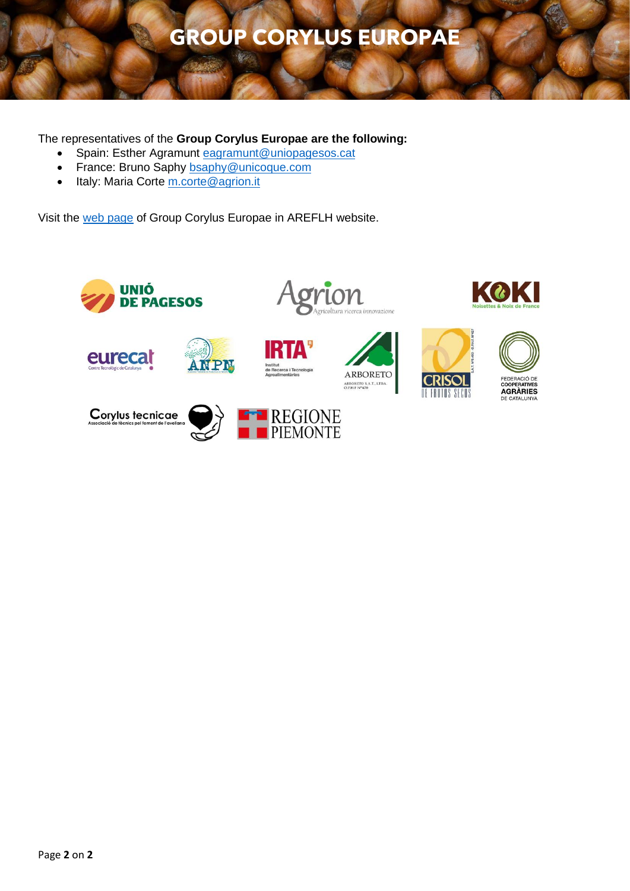# GROUP CORYLUS EUROPAE

The representatives of the **Group Corylus Europae are the following:**

- Spain: Esther Agramunt eagramunt@uniopagesos.cat
- France: Bruno Saphy bsaphy@unicoque.com
- Italy: Maria Corte m.corte@agrion.it

Visit the web page of Group Corylus Europae in AREFLH website.